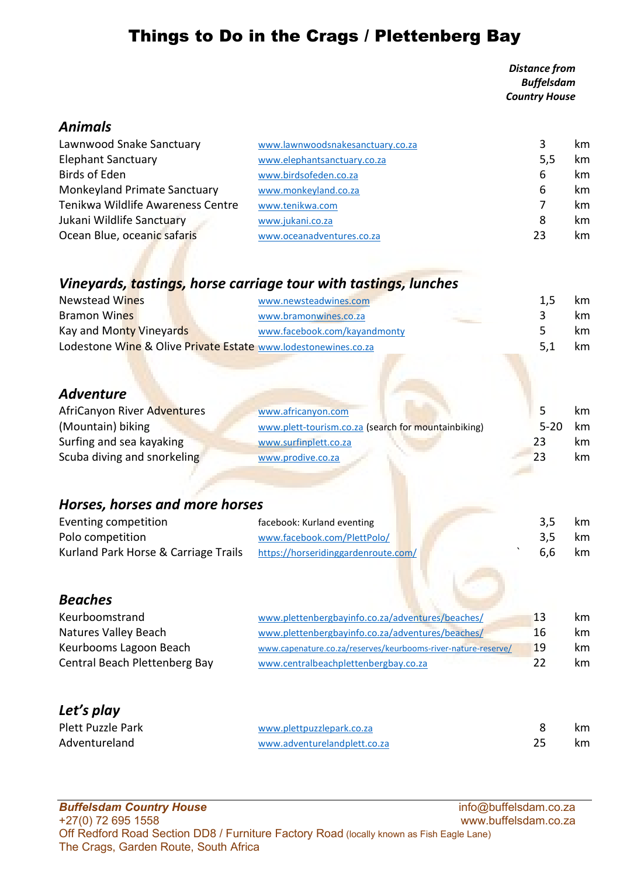# Things to Do in the Crags / Plettenberg Bay

*Distance from Buffelsdam Country House*

## *Animals*

| | | | |
|---|---|---|---|
| Lawnwood Snake Sanctuary | www.lawnwoodsnakesanctuary.co.za | 3 | km |
| Elephant Sanctuary | www.elephantsanctuary.co.za | 5,5 | km |
| Birds of Eden | www.birdsofeden.co.za | 6 | km |
| Monkeyland Primate Sanctuary | www.monkeyland.co.za | 6 | km |
| Tenikwa Wildlife Awareness Centre | www.tenikwa.com | 7 | km |
| Jukani Wildlife Sanctuary | www.jukani.co.za | 8 | km |
| Ocean Blue, oceanic safaris | www.oceanadventures.co.za | 23 | km |

## *Vineyards, tastings, horse carriage tour with tastings, lunches*

| | | | |
|---|---|---|---|
| Newstead Wines | www.newsteadwines.com | 1,5 | km |
| Bramon Wines | www.bramonwines.co.za | 3 | km |
| Kay and Monty Vineyards | www.facebook.com/kayandmonty | 5 | km |
| Lodestone Wine & Olive Private Estate | www.lodestonewines.co.za | 5,1 | km |

## *Adventure*

| | | | |
|---|---|---|---|
| AfriCanyon River Adventures | www.africanyon.com | 5 | km |
| (Mountain) biking | www.plett-tourism.co.za (search for mountainbiking) | 5-20 | km |
| Surfing and sea kayaking | www.surfinplett.co.za | 23 | km |
| Scuba diving and snorkeling | www.prodive.co.za | 23 | km |

## *Horses, horses and more horses*

| | | | |
|---|---|---|---|
| Eventing competition | facebook: Kurland eventing | 3,5 | km |
| Polo competition | www.facebook.com/PlettPolo/ | 3,5 | km |
| Kurland Park Horse & Carriage Trails | https://horseridinggardenroute.com/ | 6,6 | km |

## *Beaches*

| | | | |
|---|---|---|---|
| Keurboomstrand | www.plettenbergbayinfo.co.za/adventures/beaches/ | 13 | km |
| Natures Valley Beach | www.plettenbergbayinfo.co.za/adventures/beaches/ | 16 | km |
| Keurbooms Lagoon Beach | www.capenature.co.za/reserves/keurbooms-river-nature-reserve/ | 19 | km |
| Central Beach Plettenberg Bay | www.centralbeachplettenbergbay.co.za | 22 | km |

## *Let's play*

| | | | |
|---|---|---|---|
| Plett Puzzle Park | www.plettpuzzlepark.co.za | 8 | km |
| Adventureland | www.adventurelandplett.co.za | 25 | km |

***Buffelsdam Country House***
+27(0) 72 695 1558
Off Redford Road Section DD8 / Furniture Factory Road (locally known as Fish Eagle Lane)
The Crags, Garden Route, South Africa

info@buffelsdam.co.za
www.buffelsdam.co.za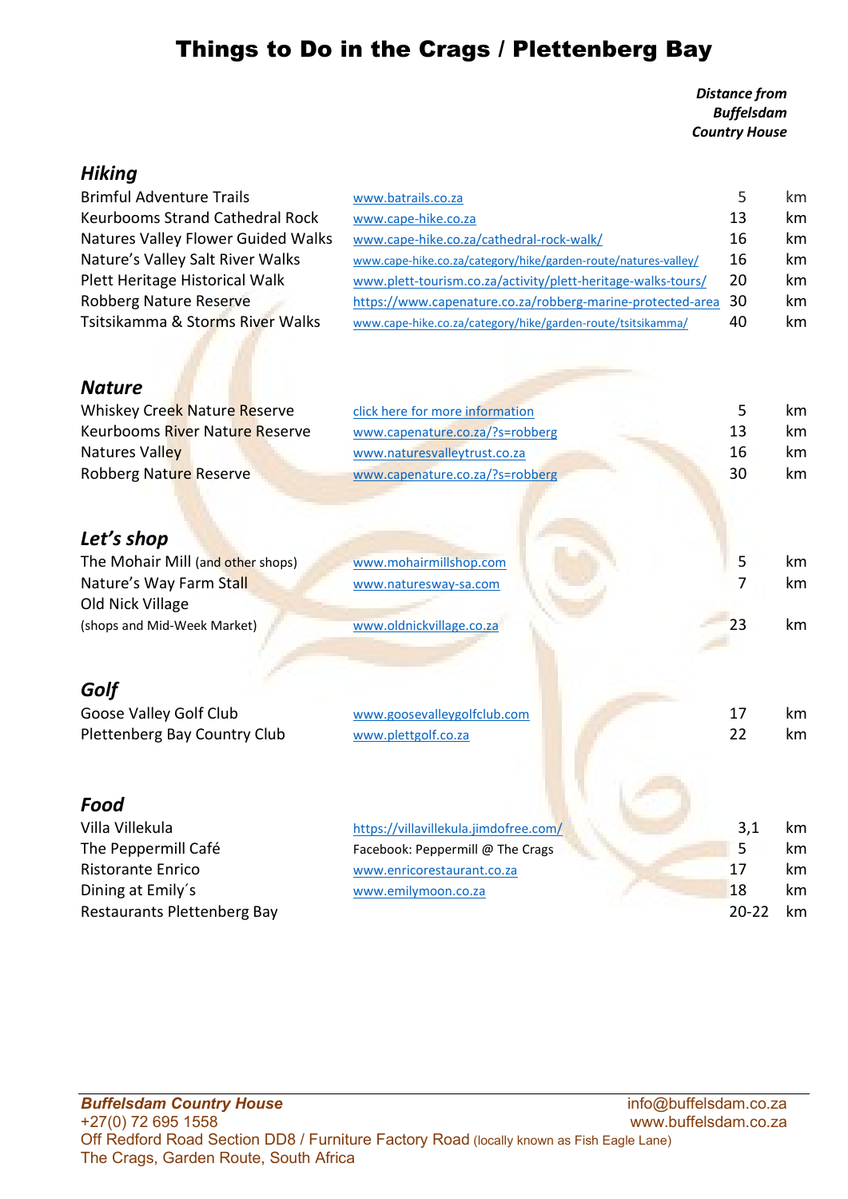# Things to Do in the Crags / Plettenberg Bay

*Distance from Buffelsdam Country House*

## *Hiking*

| | | | |
|---|---|---|---|
| Brimful Adventure Trails | www.batrails.co.za | 5 | km |
| Keurbooms Strand Cathedral Rock | www.cape-hike.co.za | 13 | km |
| Natures Valley Flower Guided Walks | www.cape-hike.co.za/cathedral-rock-walk/ | 16 | km |
| Nature's Valley Salt River Walks | www.cape-hike.co.za/category/hike/garden-route/natures-valley/ | 16 | km |
| Plett Heritage Historical Walk | www.plett-tourism.co.za/activity/plett-heritage-walks-tours/ | 20 | km |
| Robberg Nature Reserve | https://www.capenature.co.za/robberg-marine-protected-area | 30 | km |
| Tsitsikamma & Storms River Walks | www.cape-hike.co.za/category/hike/garden-route/tsitsikamma/ | 40 | km |

## *Nature*

| | | | |
|---|---|---|---|
| Whiskey Creek Nature Reserve | click here for more information | 5 | km |
| Keurbooms River Nature Reserve | www.capenature.co.za/?s=robberg | 13 | km |
| Natures Valley | www.naturesvalleytrust.co.za | 16 | km |
| Robberg Nature Reserve | www.capenature.co.za/?s=robberg | 30 | km |

## *Let's shop*

| | | | |
|---|---|---|---|
| The Mohair Mill (and other shops) | www.mohairmillshop.com | 5 | km |
| Nature's Way Farm Stall | www.naturesway-sa.com | 7 | km |
| Old Nick Village (shops and Mid-Week Market) | www.oldnickvillage.co.za | 23 | km |

## *Golf*

| | | | |
|---|---|---|---|
| Goose Valley Golf Club | www.goosevalleygolfclub.com | 17 | km |
| Plettenberg Bay Country Club | www.plettgolf.co.za | 22 | km |

## *Food*

| | | | |
|---|---|---|---|
| Villa Villekula | https://villavillekula.jimdofree.com/ | 3,1 | km |
| The Peppermill Café | Facebook: Peppermill @ The Crags | 5 | km |
| Ristorante Enrico | www.enricorestaurant.co.za | 17 | km |
| Dining at Emily´s | www.emilymoon.co.za | 18 | km |
| Restaurants Plettenberg Bay | | 20-22 | km |

***Buffelsdam Country House***
info@buffelsdam.co.za
+27(0) 72 695 1558
www.buffelsdam.co.za
Off Redford Road Section DD8 / Furniture Factory Road (locally known as Fish Eagle Lane)
The Crags, Garden Route, South Africa